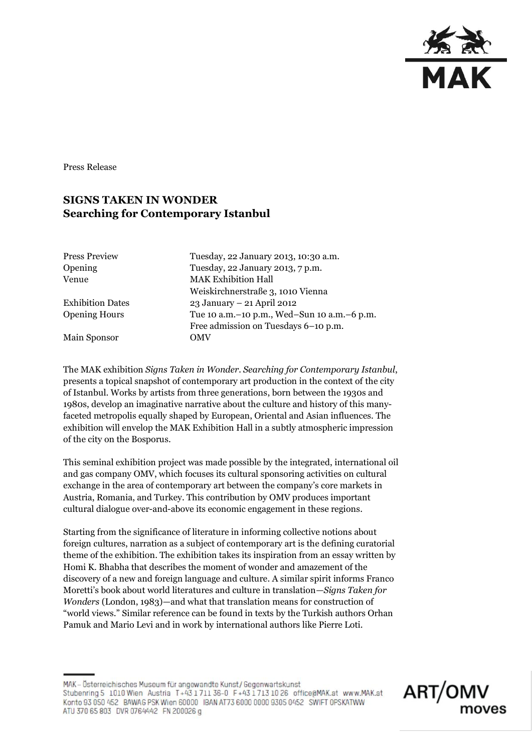Press Release

## SIGNS TAKEN IN WONDER
## Searching for Contemporary Istanbul

| | |
|---|---|
| Press Preview | Tuesday, 22 January 2013, 10:30 a.m. |
| Opening | Tuesday, 22 January 2013, 7 p.m. |
| Venue | MAK Exhibition Hall<br>Weiskirchnerstraße 3, 1010 Vienna |
| Exhibition Dates | 23 January – 21 April 2012 |
| Opening Hours | Tue 10 a.m.–10 p.m., Wed–Sun 10 a.m.–6 p.m.<br>Free admission on Tuesdays 6–10 p.m. |
| Main Sponsor | OMV |

The MAK exhibition *Signs Taken in Wonder. Searching for Contemporary Istanbul*, presents a topical snapshot of contemporary art production in the context of the city of Istanbul. Works by artists from three generations, born between the 1930s and 1980s, develop an imaginative narrative about the culture and history of this many-faceted metropolis equally shaped by European, Oriental and Asian influences. The exhibition will envelop the MAK Exhibition Hall in a subtly atmospheric impression of the city on the Bosporus.

This seminal exhibition project was made possible by the integrated, international oil and gas company OMV, which focuses its cultural sponsoring activities on cultural exchange in the area of contemporary art between the company's core markets in Austria, Romania, and Turkey. This contribution by OMV produces important cultural dialogue over-and-above its economic engagement in these regions.

Starting from the significance of literature in informing collective notions about foreign cultures, narration as a subject of contemporary art is the defining curatorial theme of the exhibition. The exhibition takes its inspiration from an essay written by Homi K. Bhabha that describes the moment of wonder and amazement of the discovery of a new and foreign language and culture. A similar spirit informs Franco Moretti's book about world literatures and culture in translation—*Signs Taken for Wonders* (London, 1983)—and what that translation means for construction of "world views." Similar reference can be found in texts by the Turkish authors Orhan Pamuk and Mario Levi and in work by international authors like Pierre Loti.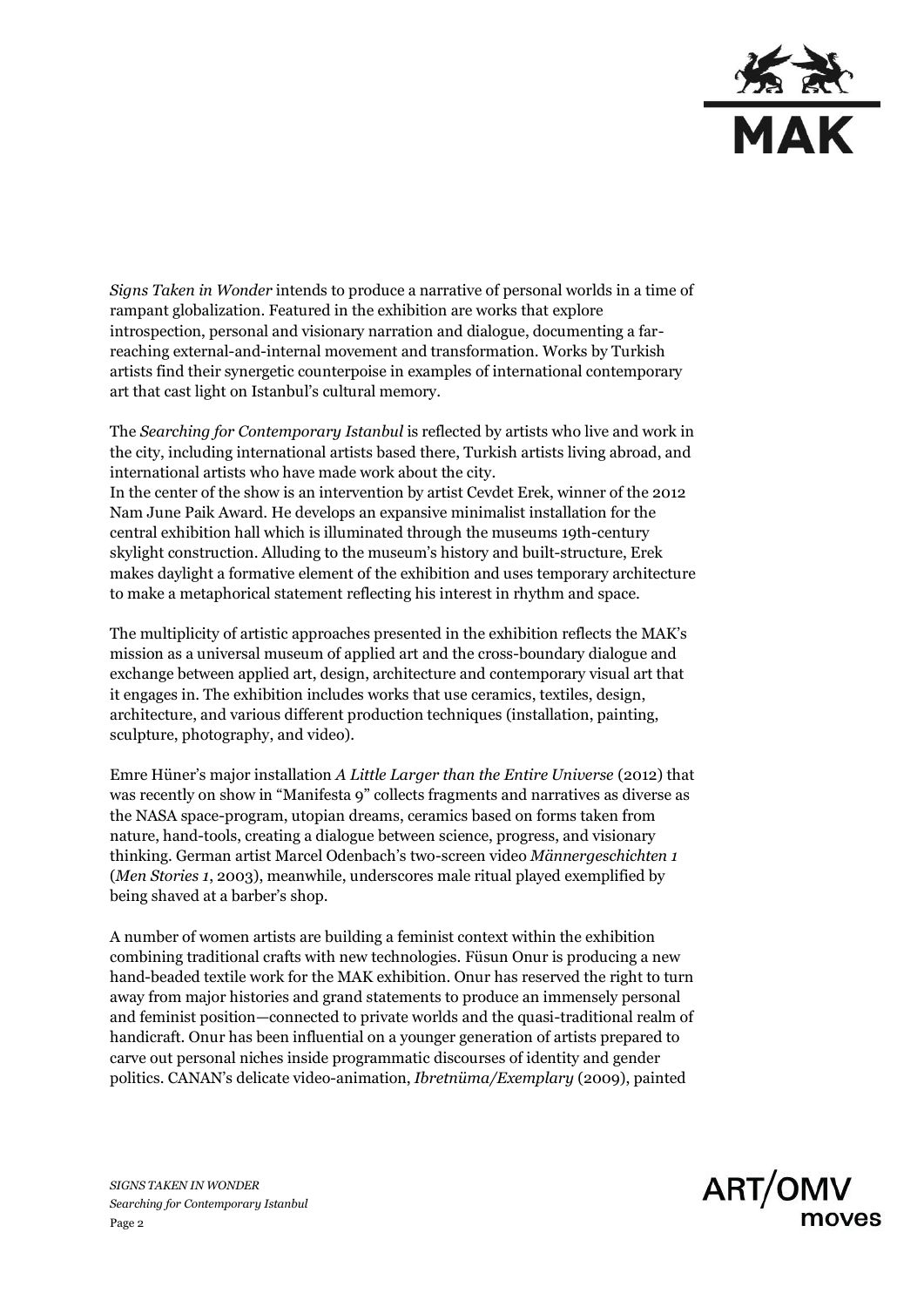*Signs Taken in Wonder* intends to produce a narrative of personal worlds in a time of rampant globalization. Featured in the exhibition are works that explore introspection, personal and visionary narration and dialogue, documenting a far-reaching external-and-internal movement and transformation. Works by Turkish artists find their synergetic counterpoise in examples of international contemporary art that cast light on Istanbul's cultural memory.

The *Searching for Contemporary Istanbul* is reflected by artists who live and work in the city, including international artists based there, Turkish artists living abroad, and international artists who have made work about the city.
In the center of the show is an intervention by artist Cevdet Erek, winner of the 2012 Nam June Paik Award. He develops an expansive minimalist installation for the central exhibition hall which is illuminated through the museums 19th-century skylight construction. Alluding to the museum's history and built-structure, Erek makes daylight a formative element of the exhibition and uses temporary architecture to make a metaphorical statement reflecting his interest in rhythm and space.

The multiplicity of artistic approaches presented in the exhibition reflects the MAK's mission as a universal museum of applied art and the cross-boundary dialogue and exchange between applied art, design, architecture and contemporary visual art that it engages in. The exhibition includes works that use ceramics, textiles, design, architecture, and various different production techniques (installation, painting, sculpture, photography, and video).

Emre Hüner's major installation *A Little Larger than the Entire Universe* (2012) that was recently on show in "Manifesta 9" collects fragments and narratives as diverse as the NASA space-program, utopian dreams, ceramics based on forms taken from nature, hand-tools, creating a dialogue between science, progress, and visionary thinking. German artist Marcel Odenbach's two-screen video *Männergeschichten 1* (*Men Stories 1*, 2003), meanwhile, underscores male ritual played exemplified by being shaved at a barber's shop.

A number of women artists are building a feminist context within the exhibition combining traditional crafts with new technologies. Füsun Onur is producing a new hand-beaded textile work for the MAK exhibition. Onur has reserved the right to turn away from major histories and grand statements to produce an immensely personal and feminist position—connected to private worlds and the quasi-traditional realm of handicraft. Onur has been influential on a younger generation of artists prepared to carve out personal niches inside programmatic discourses of identity and gender politics. CANAN's delicate video-animation, *Ibretnüma/Exemplary* (2009), painted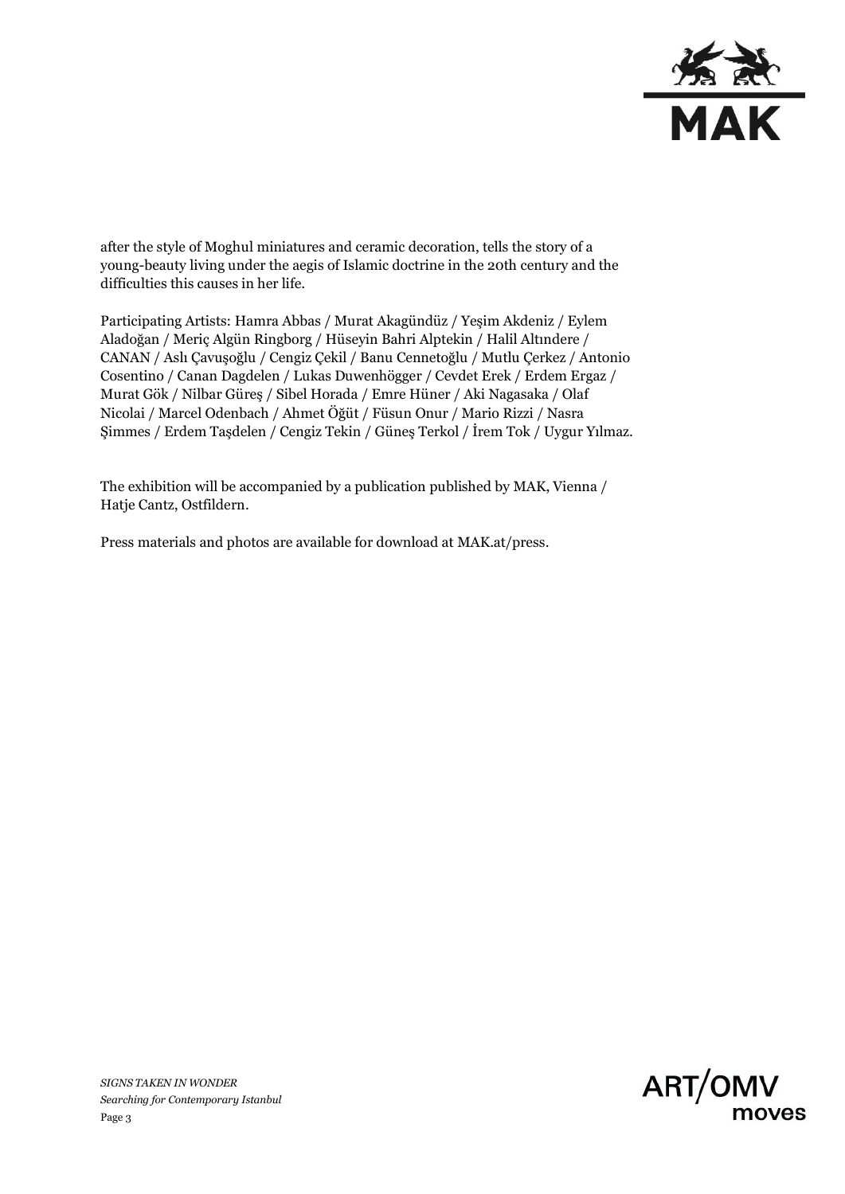after the style of Moghul miniatures and ceramic decoration, tells the story of a young-beauty living under the aegis of Islamic doctrine in the 20th century and the difficulties this causes in her life.

Participating Artists: Hamra Abbas / Murat Akagündüz / Yeşim Akdeniz / Eylem Aladoğan / Meriç Algün Ringborg / Hüseyin Bahri Alptekin / Halil Altındere / CANAN / Aslı Çavuşoğlu / Cengiz Çekil / Banu Cennetoğlu / Mutlu Çerkez / Antonio Cosentino / Canan Dagdelen / Lukas Duwenhögger / Cevdet Erek / Erdem Ergaz / Murat Gök / Nilbar Güreş / Sibel Horada / Emre Hüner / Aki Nagasaka / Olaf Nicolai / Marcel Odenbach / Ahmet Öğüt / Füsun Onur / Mario Rizzi / Nasra Şimmes / Erdem Taşdelen / Cengiz Tekin / Güneş Terkol / İrem Tok / Uygur Yılmaz.

The exhibition will be accompanied by a publication published by MAK, Vienna / Hatje Cantz, Ostfildern.

Press materials and photos are available for download at MAK.at/press.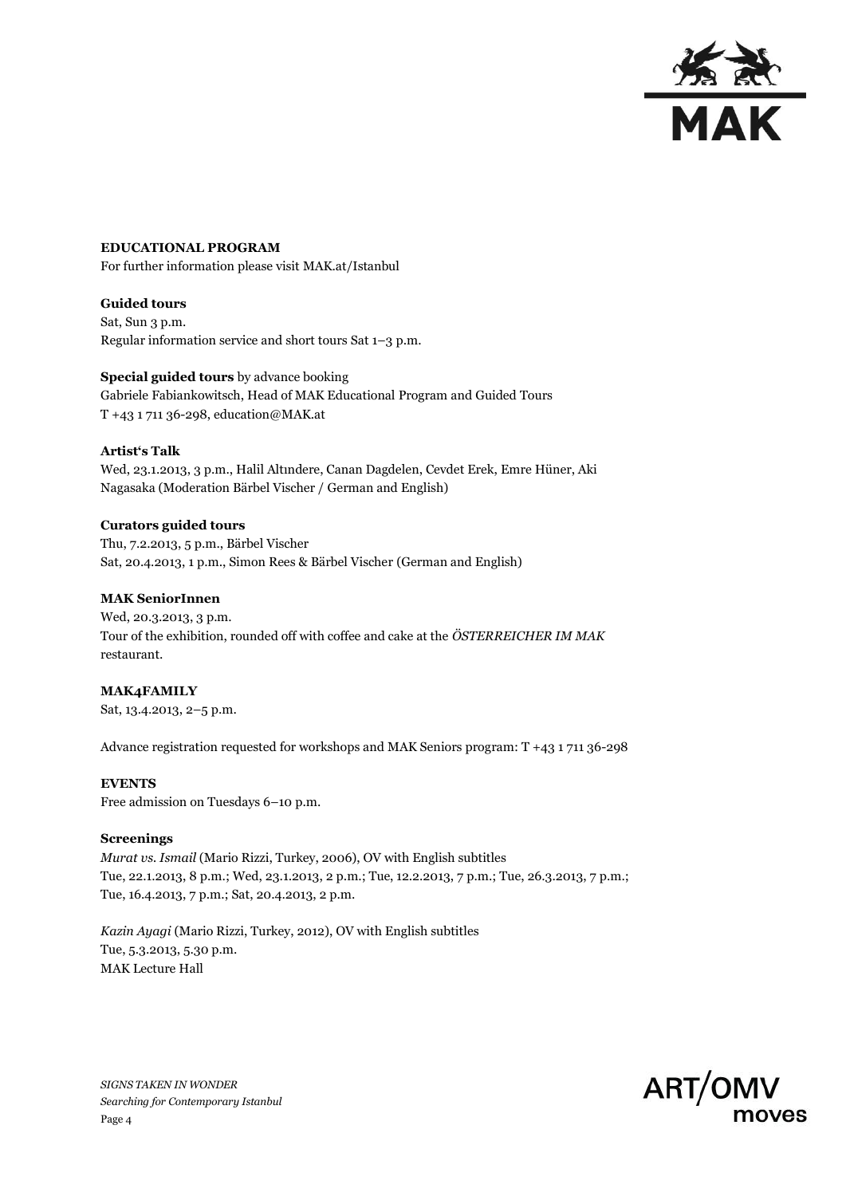**EDUCATIONAL PROGRAM**
For further information please visit MAK.at/Istanbul

**Guided tours**
Sat, Sun 3 p.m.
Regular information service and short tours Sat 1–3 p.m.

**Special guided tours** by advance booking
Gabriele Fabiankowitsch, Head of MAK Educational Program and Guided Tours
T +43 1 711 36-298, education@MAK.at

**Artist's Talk**
Wed, 23.1.2013, 3 p.m., Halil Altındere, Canan Dagdelen, Cevdet Erek, Emre Hüner, Aki Nagasaka (Moderation Bärbel Vischer / German and English)

**Curators guided tours**
Thu, 7.2.2013, 5 p.m., Bärbel Vischer
Sat, 20.4.2013, 1 p.m., Simon Rees & Bärbel Vischer (German and English)

**MAK SeniorInnen**
Wed, 20.3.2013, 3 p.m.
Tour of the exhibition, rounded off with coffee and cake at the *ÖSTERREICHER IM MAK* restaurant.

**MAK4FAMILY**
Sat, 13.4.2013, 2–5 p.m.

Advance registration requested for workshops and MAK Seniors program: T +43 1 711 36-298

**EVENTS**
Free admission on Tuesdays 6–10 p.m.

**Screenings**
*Murat vs. Ismail* (Mario Rizzi, Turkey, 2006), OV with English subtitles
Tue, 22.1.2013, 8 p.m.; Wed, 23.1.2013, 2 p.m.; Tue, 12.2.2013, 7 p.m.; Tue, 26.3.2013, 7 p.m.; Tue, 16.4.2013, 7 p.m.; Sat, 20.4.2013, 2 p.m.

*Kazin Ayagi* (Mario Rizzi, Turkey, 2012), OV with English subtitles
Tue, 5.3.2013, 5.30 p.m.
MAK Lecture Hall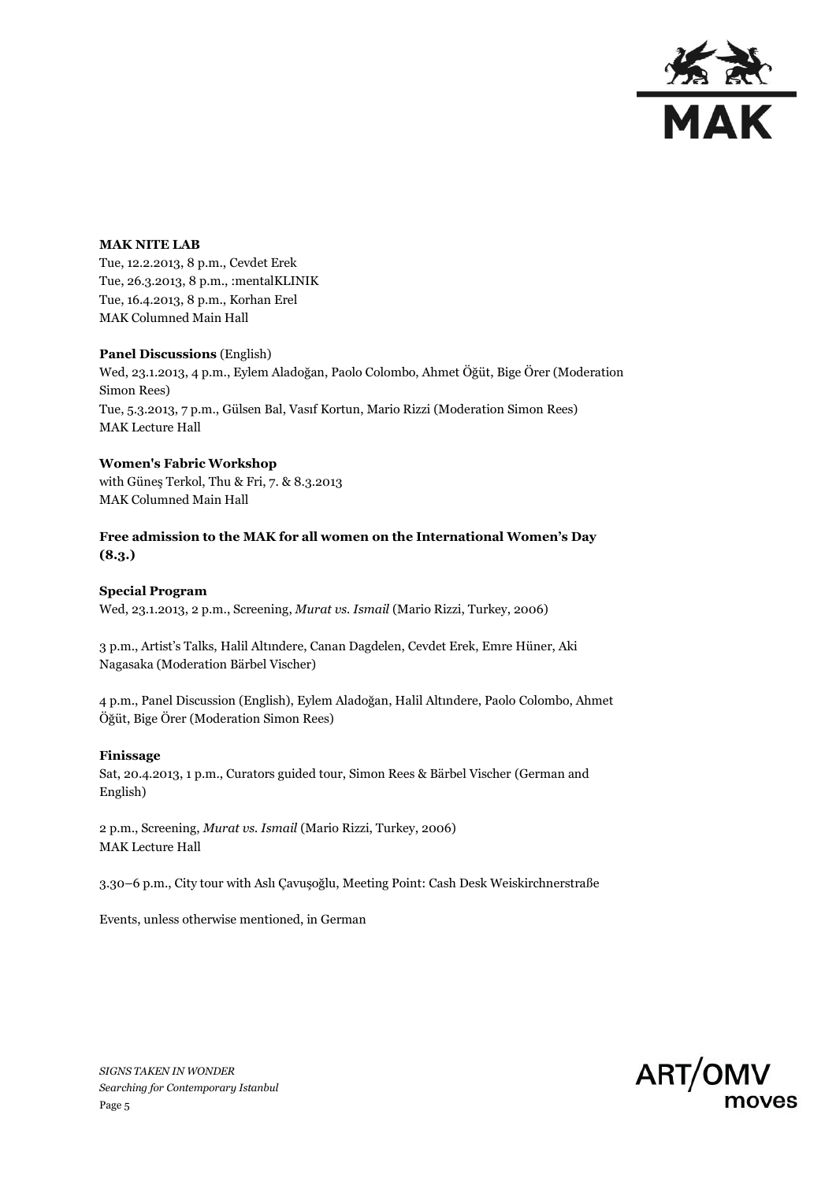**MAK NITE LAB**
Tue, 12.2.2013, 8 p.m., Cevdet Erek
Tue, 26.3.2013, 8 p.m., :mentalKLINIK
Tue, 16.4.2013, 8 p.m., Korhan Erel
MAK Columned Main Hall

**Panel Discussions** (English)
Wed, 23.1.2013, 4 p.m., Eylem Aladoğan, Paolo Colombo, Ahmet Öğüt, Bige Örer (Moderation Simon Rees)
Tue, 5.3.2013, 7 p.m., Gülsen Bal, Vasıf Kortun, Mario Rizzi (Moderation Simon Rees)
MAK Lecture Hall

**Women's Fabric Workshop**
with Güneş Terkol, Thu & Fri, 7. & 8.3.2013
MAK Columned Main Hall

**Free admission to the MAK for all women on the International Women's Day (8.3.)**

**Special Program**
Wed, 23.1.2013, 2 p.m., Screening, *Murat vs. Ismail* (Mario Rizzi, Turkey, 2006)

3 p.m., Artist's Talks, Halil Altındere, Canan Dagdelen, Cevdet Erek, Emre Hüner, Aki Nagasaka (Moderation Bärbel Vischer)

4 p.m., Panel Discussion (English), Eylem Aladoğan, Halil Altındere, Paolo Colombo, Ahmet Öğüt, Bige Örer (Moderation Simon Rees)

**Finissage**
Sat, 20.4.2013, 1 p.m., Curators guided tour, Simon Rees & Bärbel Vischer (German and English)

2 p.m., Screening, *Murat vs. Ismail* (Mario Rizzi, Turkey, 2006)
MAK Lecture Hall

3.30–6 p.m., City tour with Aslı Çavuşoğlu, Meeting Point: Cash Desk Weiskirchnerstraße

Events, unless otherwise mentioned, in German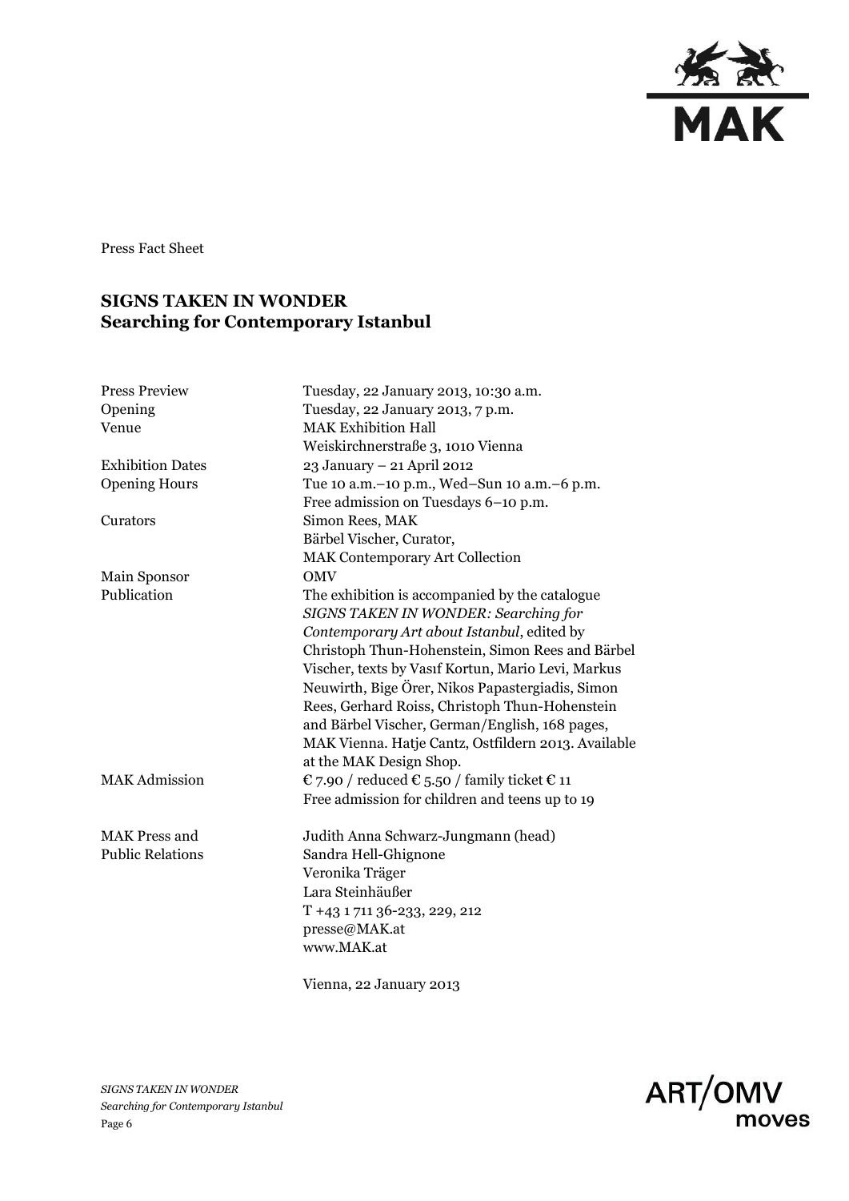Press Fact Sheet

## SIGNS TAKEN IN WONDER
## Searching for Contemporary Istanbul

| | |
|---|---|
| Press Preview | Tuesday, 22 January 2013, 10:30 a.m. |
| Opening | Tuesday, 22 January 2013, 7 p.m. |
| Venue | MAK Exhibition Hall<br>Weiskirchnerstraße 3, 1010 Vienna |
| Exhibition Dates | 23 January – 21 April 2012 |
| Opening Hours | Tue 10 a.m.–10 p.m., Wed–Sun 10 a.m.–6 p.m.<br>Free admission on Tuesdays 6–10 p.m. |
| Curators | Simon Rees, MAK<br>Bärbel Vischer, Curator,<br>MAK Contemporary Art Collection |
| Main Sponsor | OMV |
| Publication | The exhibition is accompanied by the catalogue *SIGNS TAKEN IN WONDER: Searching for Contemporary Art about Istanbul*, edited by Christoph Thun-Hohenstein, Simon Rees and Bärbel Vischer, texts by Vasıf Kortun, Mario Levi, Markus Neuwirth, Bige Örer, Nikos Papastergiadis, Simon Rees, Gerhard Roiss, Christoph Thun-Hohenstein and Bärbel Vischer, German/English, 168 pages, MAK Vienna. Hatje Cantz, Ostfildern 2013. Available at the MAK Design Shop. |
| MAK Admission | € 7.90 / reduced € 5.50 / family ticket € 11<br>Free admission for children and teens up to 19 |
| MAK Press and Public Relations | Judith Anna Schwarz-Jungmann (head)<br>Sandra Hell-Ghignone<br>Veronika Träger<br>Lara Steinhäußer<br>T +43 1 711 36-233, 229, 212<br>presse@MAK.at<br>www.MAK.at |

Vienna, 22 January 2013